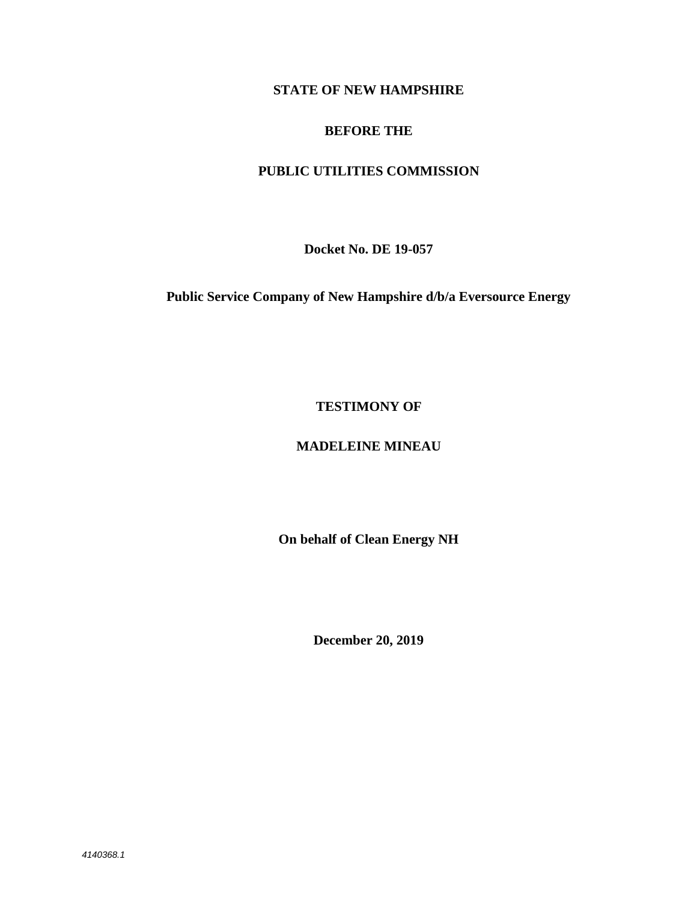**STATE OF NEW HAMPSHIRE**

**BEFORE THE**

**PUBLIC UTILITIES COMMISSION**

**Docket No. DE 19-057**

**Public Service Company of New Hampshire d/b/a Eversource Energy**

**TESTIMONY OF**

**MADELEINE MINEAU**

**On behalf of Clean Energy NH**

**December 20, 2019**

*4140368.1*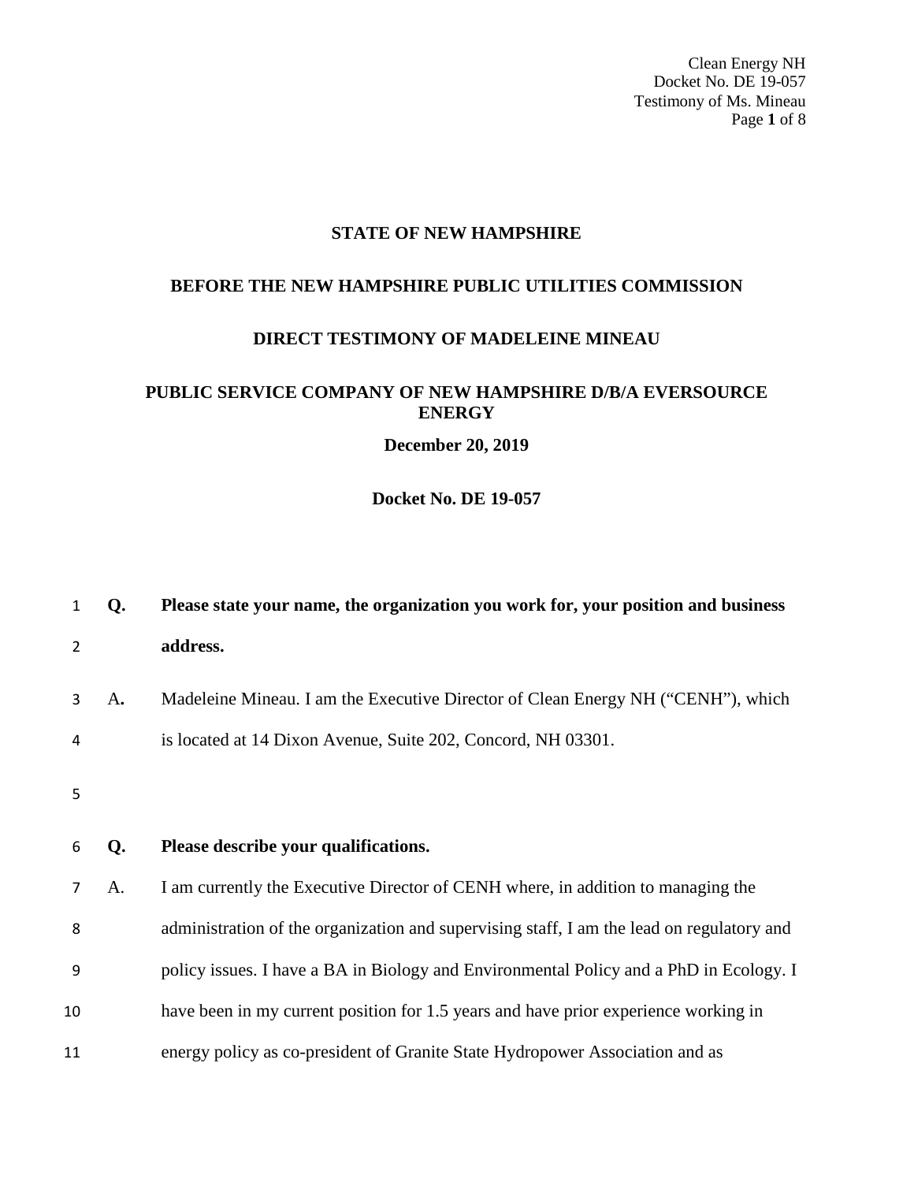**STATE OF NEW HAMPSHIRE**

**BEFORE THE NEW HAMPSHIRE PUBLIC UTILITIES COMMISSION**

**DIRECT TESTIMONY OF MADELEINE MINEAU**

**PUBLIC SERVICE COMPANY OF NEW HAMPSHIRE D/B/A EVERSOURCE ENERGY**

**December 20, 2019**

**Docket No. DE 19-057**

1 **Q. Please state your name, the organization you work for, your position and business**
2 **address.**

3 A**.** Madeleine Mineau. I am the Executive Director of Clean Energy NH ("CENH"), which
4 is located at 14 Dixon Avenue, Suite 202, Concord, NH 03301.

5

6 **Q. Please describe your qualifications.**

7 A. I am currently the Executive Director of CENH where, in addition to managing the
8 administration of the organization and supervising staff, I am the lead on regulatory and
9 policy issues. I have a BA in Biology and Environmental Policy and a PhD in Ecology. I
10 have been in my current position for 1.5 years and have prior experience working in
11 energy policy as co-president of Granite State Hydropower Association and as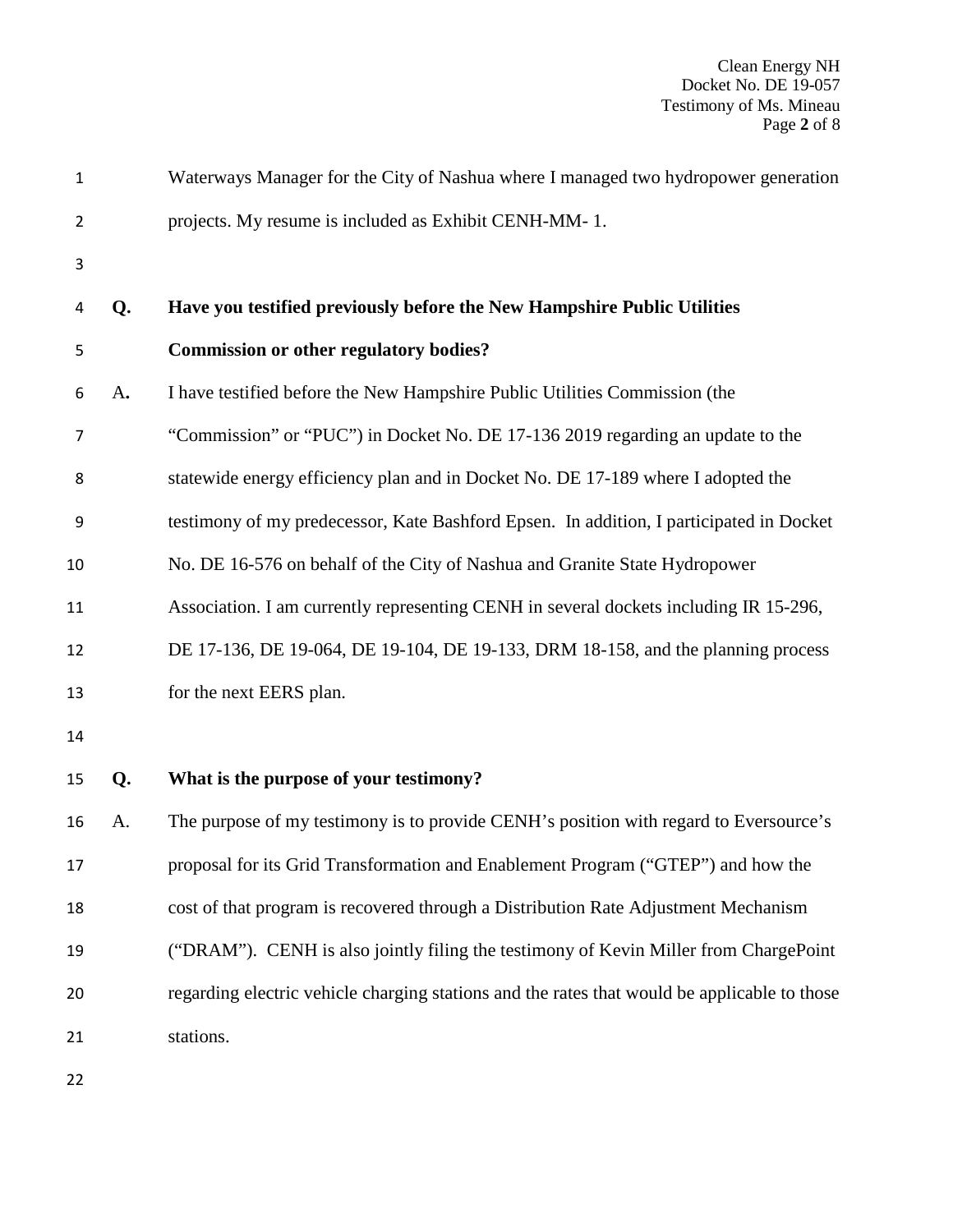Waterways Manager for the City of Nashua where I managed two hydropower generation projects. My resume is included as Exhibit CENH-MM- 1.

**Q. Have you testified previously before the New Hampshire Public Utilities Commission or other regulatory bodies?**

A. I have testified before the New Hampshire Public Utilities Commission (the "Commission" or "PUC") in Docket No. DE 17-136 2019 regarding an update to the statewide energy efficiency plan and in Docket No. DE 17-189 where I adopted the testimony of my predecessor, Kate Bashford Epsen. In addition, I participated in Docket No. DE 16-576 on behalf of the City of Nashua and Granite State Hydropower Association. I am currently representing CENH in several dockets including IR 15-296, DE 17-136, DE 19-064, DE 19-104, DE 19-133, DRM 18-158, and the planning process for the next EERS plan.

**Q. What is the purpose of your testimony?**

A. The purpose of my testimony is to provide CENH's position with regard to Eversource's proposal for its Grid Transformation and Enablement Program ("GTEP") and how the cost of that program is recovered through a Distribution Rate Adjustment Mechanism ("DRAM"). CENH is also jointly filing the testimony of Kevin Miller from ChargePoint regarding electric vehicle charging stations and the rates that would be applicable to those stations.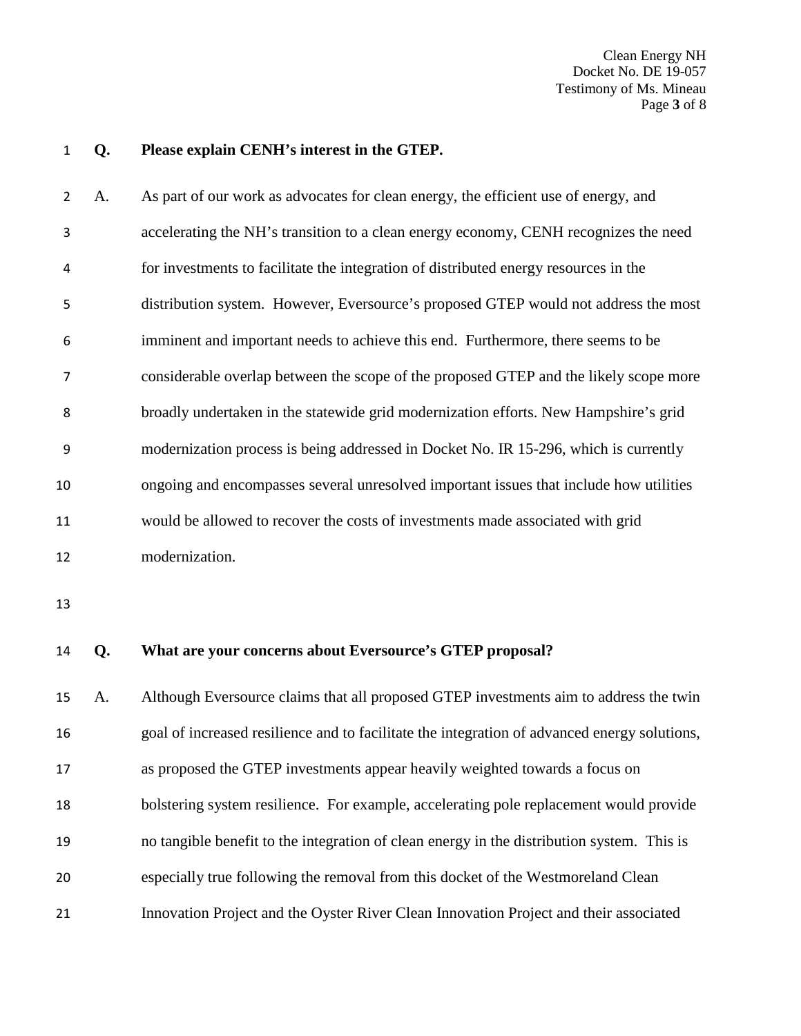**Q. Please explain CENH's interest in the GTEP.**

A. As part of our work as advocates for clean energy, the efficient use of energy, and accelerating the NH's transition to a clean energy economy, CENH recognizes the need for investments to facilitate the integration of distributed energy resources in the distribution system. However, Eversource's proposed GTEP would not address the most imminent and important needs to achieve this end. Furthermore, there seems to be considerable overlap between the scope of the proposed GTEP and the likely scope more broadly undertaken in the statewide grid modernization efforts. New Hampshire's grid modernization process is being addressed in Docket No. IR 15-296, which is currently ongoing and encompasses several unresolved important issues that include how utilities would be allowed to recover the costs of investments made associated with grid modernization.

**Q. What are your concerns about Eversource's GTEP proposal?**

A. Although Eversource claims that all proposed GTEP investments aim to address the twin goal of increased resilience and to facilitate the integration of advanced energy solutions, as proposed the GTEP investments appear heavily weighted towards a focus on bolstering system resilience. For example, accelerating pole replacement would provide no tangible benefit to the integration of clean energy in the distribution system. This is especially true following the removal from this docket of the Westmoreland Clean Innovation Project and the Oyster River Clean Innovation Project and their associated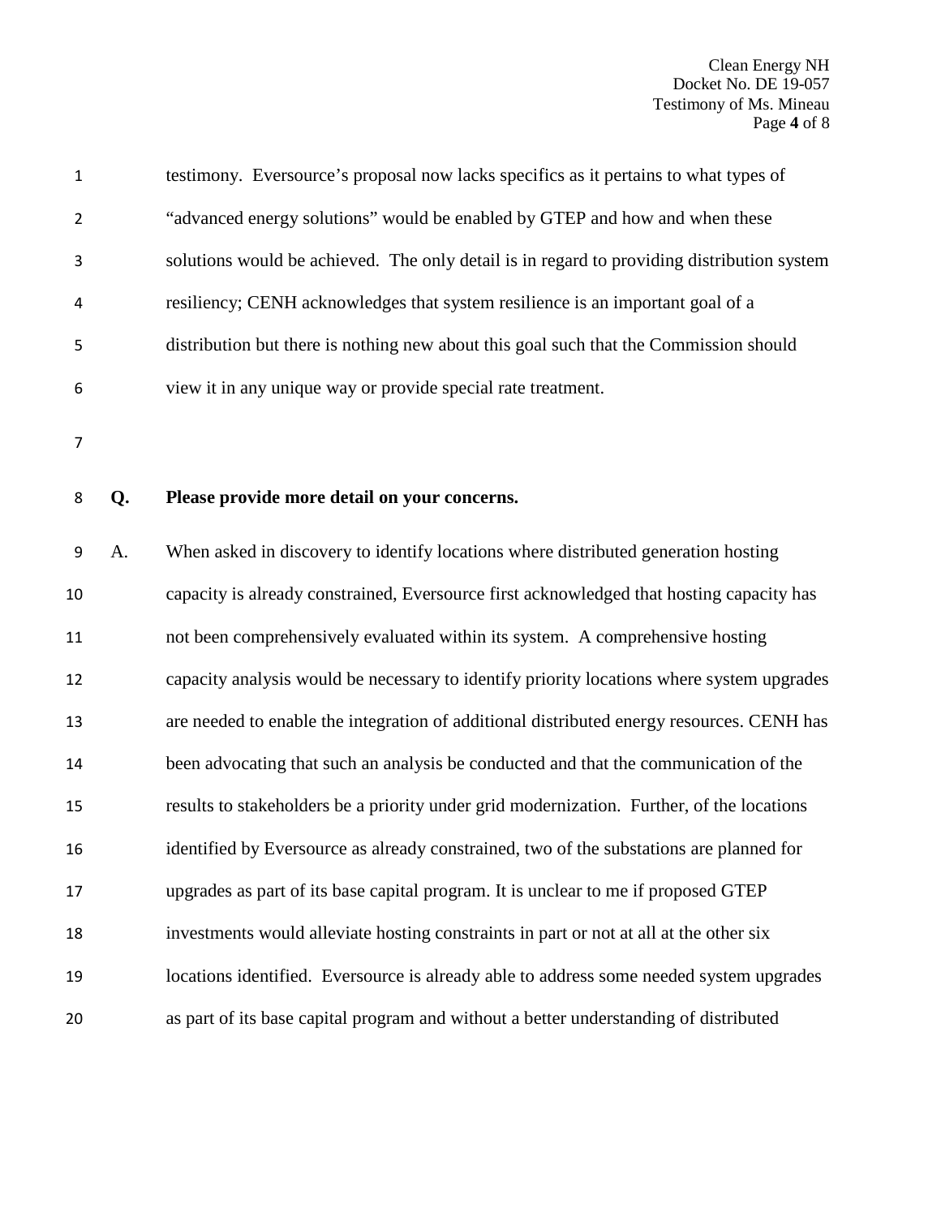testimony. Eversource's proposal now lacks specifics as it pertains to what types of "advanced energy solutions" would be enabled by GTEP and how and when these solutions would be achieved. The only detail is in regard to providing distribution system resiliency; CENH acknowledges that system resilience is an important goal of a distribution but there is nothing new about this goal such that the Commission should view it in any unique way or provide special rate treatment.

**Q. Please provide more detail on your concerns.**

A. When asked in discovery to identify locations where distributed generation hosting capacity is already constrained, Eversource first acknowledged that hosting capacity has not been comprehensively evaluated within its system. A comprehensive hosting capacity analysis would be necessary to identify priority locations where system upgrades are needed to enable the integration of additional distributed energy resources. CENH has been advocating that such an analysis be conducted and that the communication of the results to stakeholders be a priority under grid modernization. Further, of the locations identified by Eversource as already constrained, two of the substations are planned for upgrades as part of its base capital program. It is unclear to me if proposed GTEP investments would alleviate hosting constraints in part or not at all at the other six locations identified. Eversource is already able to address some needed system upgrades as part of its base capital program and without a better understanding of distributed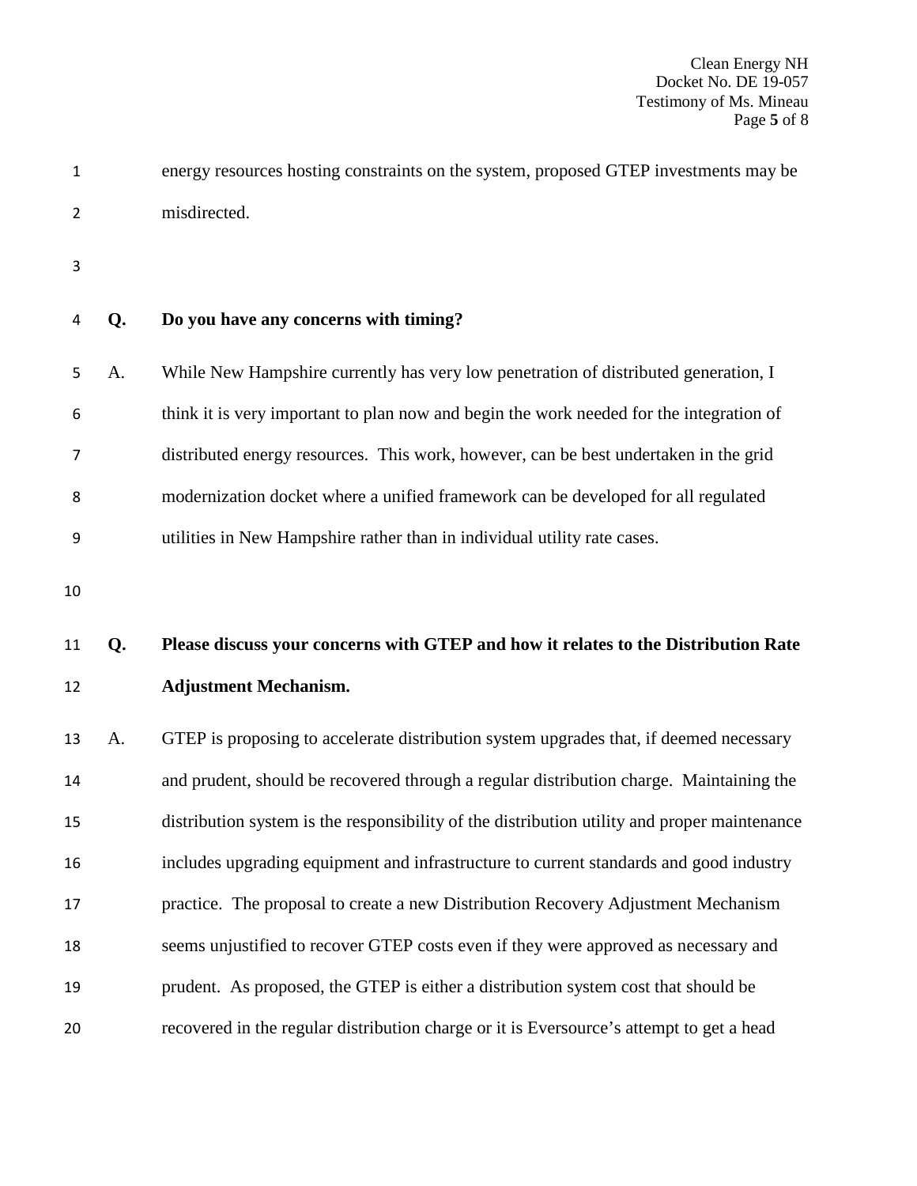energy resources hosting constraints on the system, proposed GTEP investments may be misdirected.

**Q. Do you have any concerns with timing?**

A. While New Hampshire currently has very low penetration of distributed generation, I think it is very important to plan now and begin the work needed for the integration of distributed energy resources. This work, however, can be best undertaken in the grid modernization docket where a unified framework can be developed for all regulated utilities in New Hampshire rather than in individual utility rate cases.

**Q. Please discuss your concerns with GTEP and how it relates to the Distribution Rate Adjustment Mechanism.**

A. GTEP is proposing to accelerate distribution system upgrades that, if deemed necessary and prudent, should be recovered through a regular distribution charge. Maintaining the distribution system is the responsibility of the distribution utility and proper maintenance includes upgrading equipment and infrastructure to current standards and good industry practice. The proposal to create a new Distribution Recovery Adjustment Mechanism seems unjustified to recover GTEP costs even if they were approved as necessary and prudent. As proposed, the GTEP is either a distribution system cost that should be recovered in the regular distribution charge or it is Eversource's attempt to get a head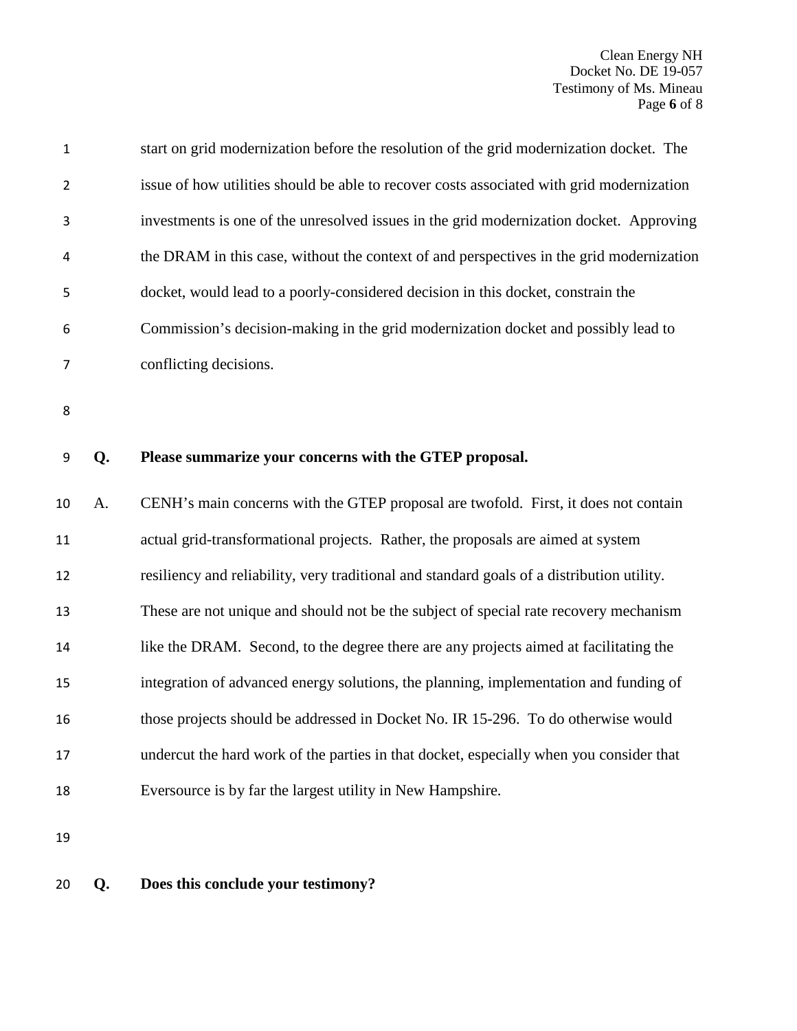start on grid modernization before the resolution of the grid modernization docket. The issue of how utilities should be able to recover costs associated with grid modernization investments is one of the unresolved issues in the grid modernization docket. Approving the DRAM in this case, without the context of and perspectives in the grid modernization docket, would lead to a poorly-considered decision in this docket, constrain the Commission's decision-making in the grid modernization docket and possibly lead to conflicting decisions.

**Q. Please summarize your concerns with the GTEP proposal.**

A. CENH's main concerns with the GTEP proposal are twofold. First, it does not contain actual grid-transformational projects. Rather, the proposals are aimed at system resiliency and reliability, very traditional and standard goals of a distribution utility. These are not unique and should not be the subject of special rate recovery mechanism like the DRAM. Second, to the degree there are any projects aimed at facilitating the integration of advanced energy solutions, the planning, implementation and funding of those projects should be addressed in Docket No. IR 15-296. To do otherwise would undercut the hard work of the parties in that docket, especially when you consider that Eversource is by far the largest utility in New Hampshire.

**Q. Does this conclude your testimony?**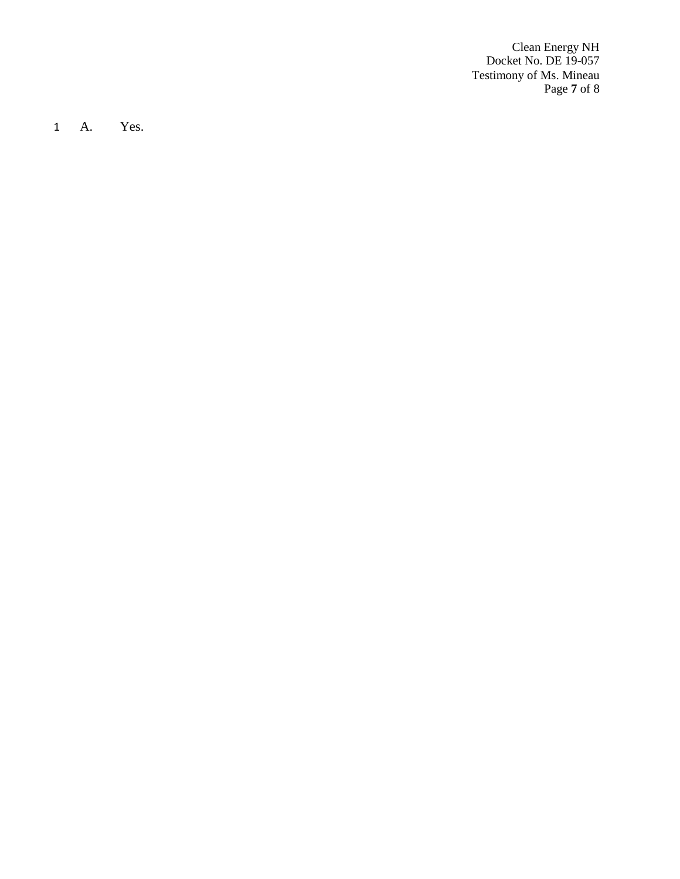1 A. Yes.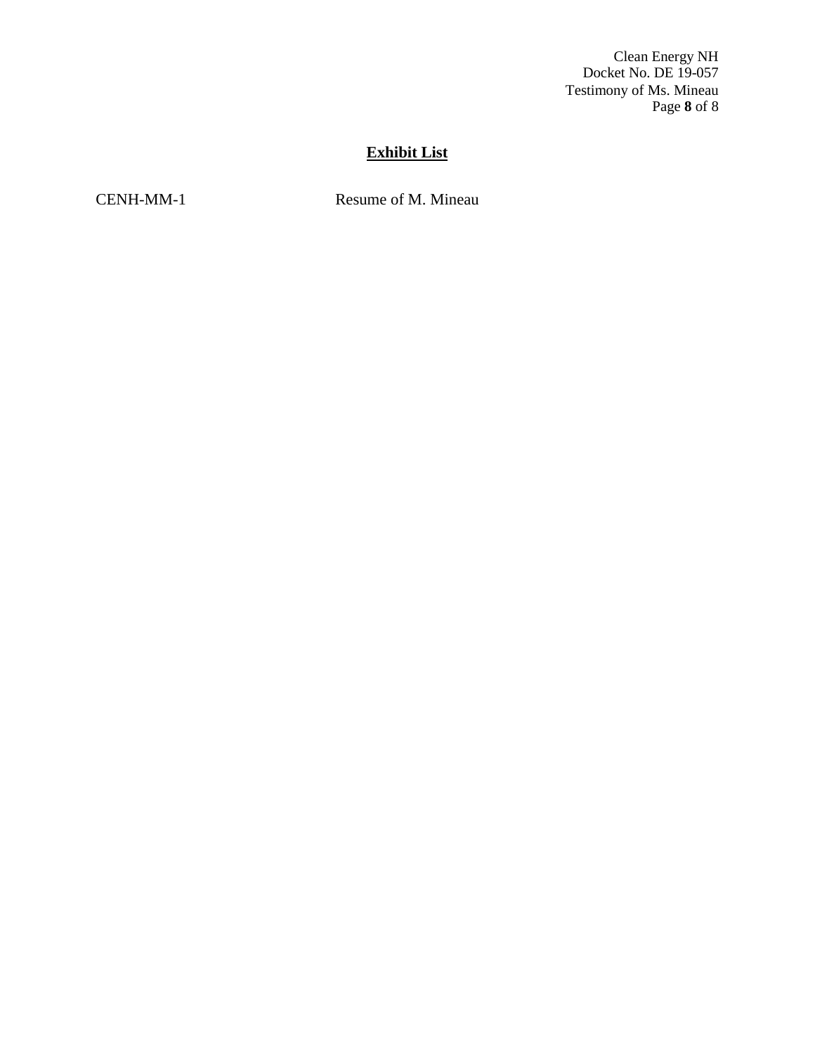## Exhibit List

| | |
|---|---|
| CENH-MM-1 | Resume of M. Mineau |